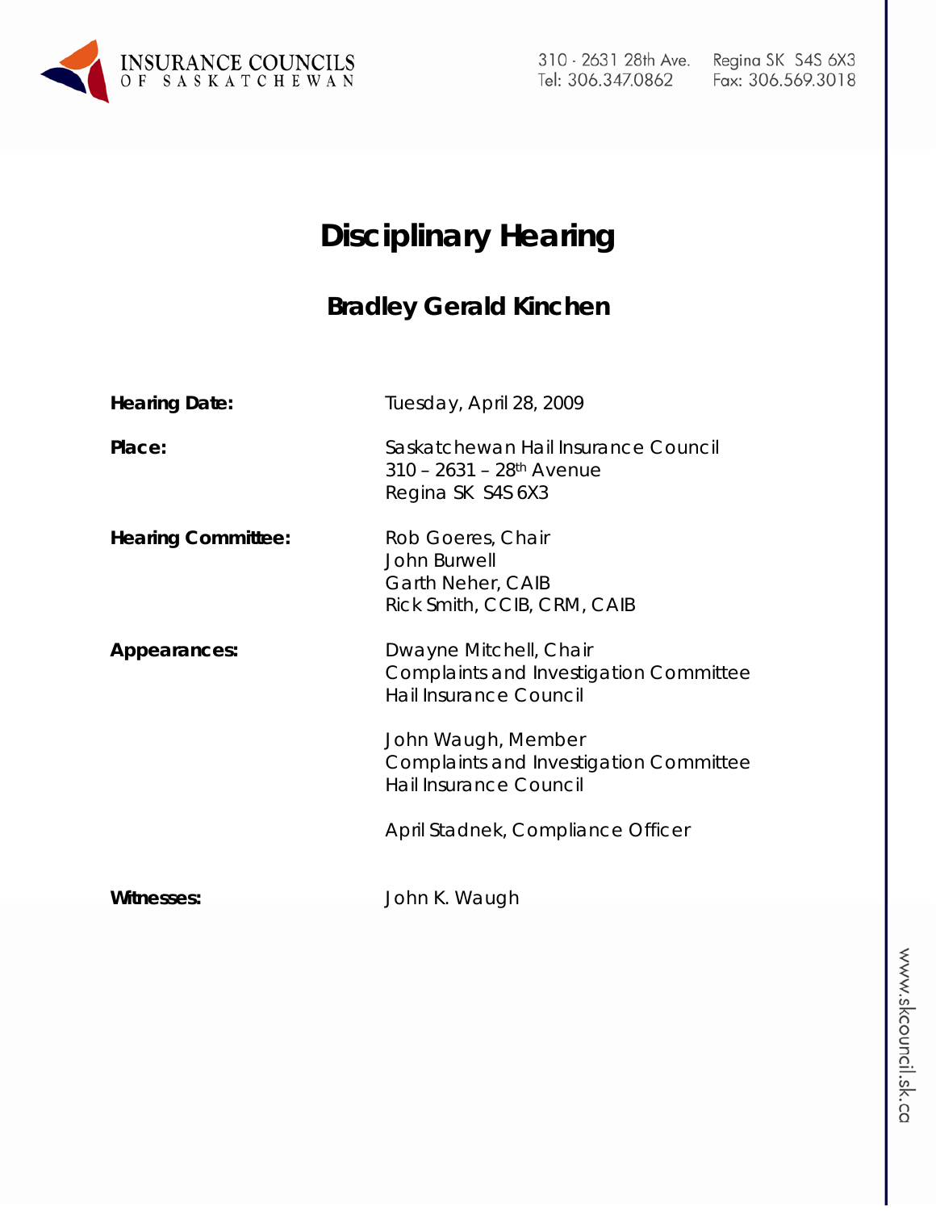INSURANCE COUNCILS OF SASKATCHEWAN

310 - 2631 28th Ave. Regina SK S4S 6X3
Tel: 306.347.0862 Fax: 306.569.3018

# Disciplinary Hearing

## Bradley Gerald Kinchen

**Hearing Date:** Tuesday, April 28, 2009

**Place:** Saskatchewan Hail Insurance Council
310 – 2631 – 28th Avenue
Regina SK S4S 6X3

**Hearing Committee:** Rob Goeres, Chair
John Burwell
Garth Neher, CAIB
Rick Smith, CCIB, CRM, CAIB

**Appearances:** Dwayne Mitchell, Chair
Complaints and Investigation Committee
Hail Insurance Council

John Waugh, Member
Complaints and Investigation Committee
Hail Insurance Council

April Stadnek, Compliance Officer

**Witnesses:** John K. Waugh

www.skcouncil.sk.ca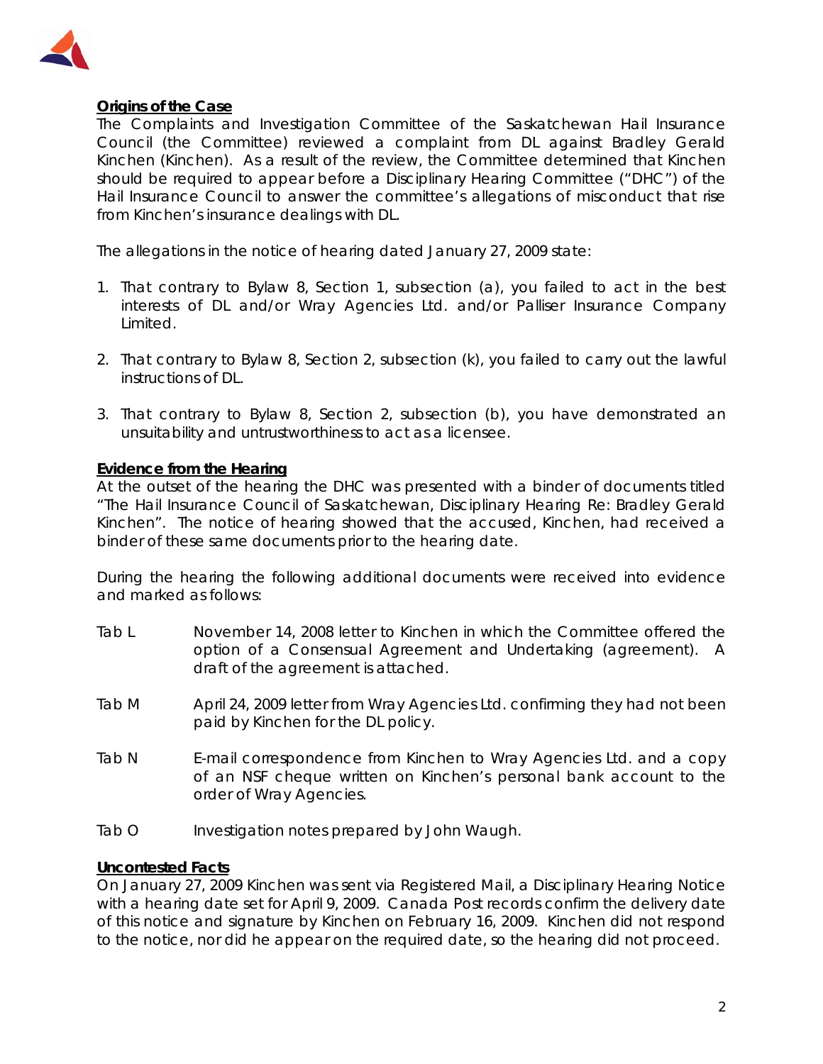## Origins of the Case

The Complaints and Investigation Committee of the Saskatchewan Hail Insurance Council (the Committee) reviewed a complaint from DL against Bradley Gerald Kinchen (Kinchen). As a result of the review, the Committee determined that Kinchen should be required to appear before a Disciplinary Hearing Committee ("DHC") of the Hail Insurance Council to answer the committee's allegations of misconduct that rise from Kinchen's insurance dealings with DL.

The allegations in the notice of hearing dated January 27, 2009 state:

1. That contrary to Bylaw 8, Section 1, subsection (a), you failed to act in the best interests of DL and/or Wray Agencies Ltd. and/or Palliser Insurance Company Limited.

2. That contrary to Bylaw 8, Section 2, subsection (k), you failed to carry out the lawful instructions of DL.

3. That contrary to Bylaw 8, Section 2, subsection (b), you have demonstrated an unsuitability and untrustworthiness to act as a licensee.

## Evidence from the Hearing

At the outset of the hearing the DHC was presented with a binder of documents titled "The Hail Insurance Council of Saskatchewan, Disciplinary Hearing Re: Bradley Gerald Kinchen". The notice of hearing showed that the accused, Kinchen, had received a binder of these same documents prior to the hearing date.

During the hearing the following additional documents were received into evidence and marked as follows:

- Tab L — November 14, 2008 letter to Kinchen in which the Committee offered the option of a Consensual Agreement and Undertaking (agreement). A draft of the agreement is attached.

- Tab M — April 24, 2009 letter from Wray Agencies Ltd. confirming they had not been paid by Kinchen for the DL policy.

- Tab N — E-mail correspondence from Kinchen to Wray Agencies Ltd. and a copy of an NSF cheque written on Kinchen's personal bank account to the order of Wray Agencies.

- Tab O — Investigation notes prepared by John Waugh.

## Uncontested Facts

On January 27, 2009 Kinchen was sent via Registered Mail, a Disciplinary Hearing Notice with a hearing date set for April 9, 2009. Canada Post records confirm the delivery date of this notice and signature by Kinchen on February 16, 2009. Kinchen did not respond to the notice, nor did he appear on the required date, so the hearing did not proceed.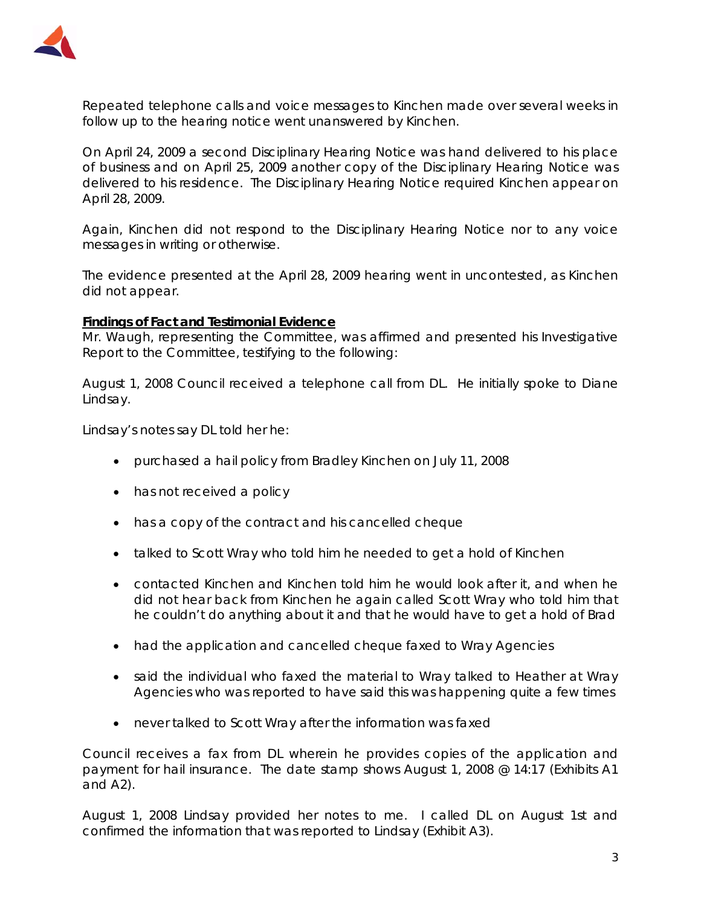Repeated telephone calls and voice messages to Kinchen made over several weeks in follow up to the hearing notice went unanswered by Kinchen.

On April 24, 2009 a second Disciplinary Hearing Notice was hand delivered to his place of business and on April 25, 2009 another copy of the Disciplinary Hearing Notice was delivered to his residence. The Disciplinary Hearing Notice required Kinchen appear on April 28, 2009.

Again, Kinchen did not respond to the Disciplinary Hearing Notice nor to any voice messages in writing or otherwise.

The evidence presented at the April 28, 2009 hearing went in uncontested, as Kinchen did not appear.

**Findings of Fact and Testimonial Evidence**

Mr. Waugh, representing the Committee, was affirmed and presented his Investigative Report to the Committee, testifying to the following:

August 1, 2008 Council received a telephone call from DL. He initially spoke to Diane Lindsay.

Lindsay's notes say DL told her he:

- purchased a hail policy from Bradley Kinchen on July 11, 2008
- has not received a policy
- has a copy of the contract and his cancelled cheque
- talked to Scott Wray who told him he needed to get a hold of Kinchen
- contacted Kinchen and Kinchen told him he would look after it, and when he did not hear back from Kinchen he again called Scott Wray who told him that he couldn't do anything about it and that he would have to get a hold of Brad
- had the application and cancelled cheque faxed to Wray Agencies
- said the individual who faxed the material to Wray talked to Heather at Wray Agencies who was reported to have said this was happening quite a few times
- never talked to Scott Wray after the information was faxed

Council receives a fax from DL wherein he provides copies of the application and payment for hail insurance. The date stamp shows August 1, 2008 @ 14:17 (Exhibits A1 and A2).

August 1, 2008 Lindsay provided her notes to me. I called DL on August 1st and confirmed the information that was reported to Lindsay (Exhibit A3).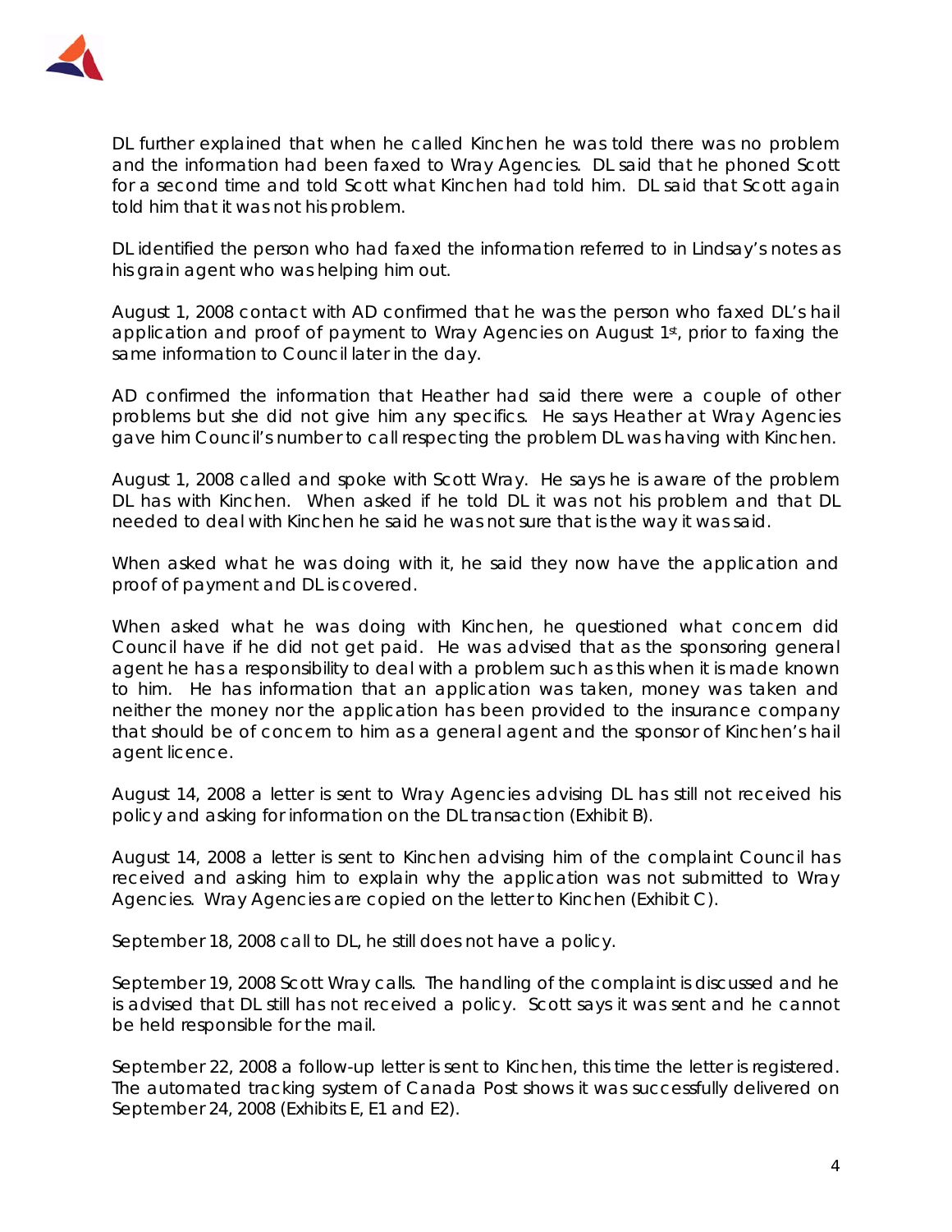DL further explained that when he called Kinchen he was told there was no problem and the information had been faxed to Wray Agencies. DL said that he phoned Scott for a second time and told Scott what Kinchen had told him. DL said that Scott again told him that it was not his problem.

DL identified the person who had faxed the information referred to in Lindsay's notes as his grain agent who was helping him out.

August 1, 2008 contact with AD confirmed that he was the person who faxed DL's hail application and proof of payment to Wray Agencies on August 1st, prior to faxing the same information to Council later in the day.

AD confirmed the information that Heather had said there were a couple of other problems but she did not give him any specifics. He says Heather at Wray Agencies gave him Council's number to call respecting the problem DL was having with Kinchen.

August 1, 2008 called and spoke with Scott Wray. He says he is aware of the problem DL has with Kinchen. When asked if he told DL it was not his problem and that DL needed to deal with Kinchen he said he was not sure that is the way it was said.

When asked what he was doing with it, he said they now have the application and proof of payment and DL is covered.

When asked what he was doing with Kinchen, he questioned what concern did Council have if he did not get paid. He was advised that as the sponsoring general agent he has a responsibility to deal with a problem such as this when it is made known to him. He has information that an application was taken, money was taken and neither the money nor the application has been provided to the insurance company that should be of concern to him as a general agent and the sponsor of Kinchen's hail agent licence.

August 14, 2008 a letter is sent to Wray Agencies advising DL has still not received his policy and asking for information on the DL transaction (Exhibit B).

August 14, 2008 a letter is sent to Kinchen advising him of the complaint Council has received and asking him to explain why the application was not submitted to Wray Agencies. Wray Agencies are copied on the letter to Kinchen (Exhibit C).

September 18, 2008 call to DL, he still does not have a policy.

September 19, 2008 Scott Wray calls. The handling of the complaint is discussed and he is advised that DL still has not received a policy. Scott says it was sent and he cannot be held responsible for the mail.

September 22, 2008 a follow-up letter is sent to Kinchen, this time the letter is registered. The automated tracking system of Canada Post shows it was successfully delivered on September 24, 2008 (Exhibits E, E1 and E2).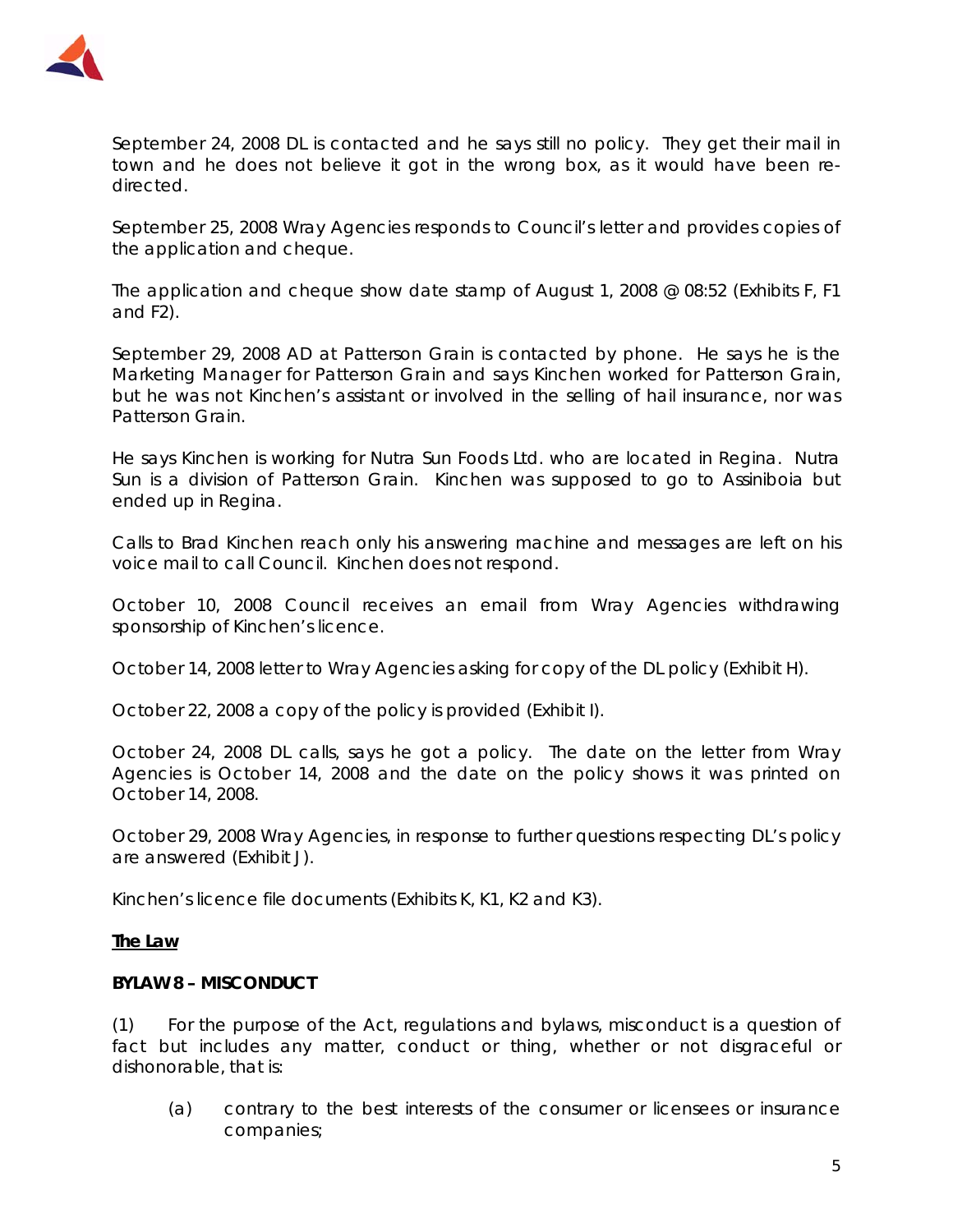September 24, 2008 DL is contacted and he says still no policy. They get their mail in town and he does not believe it got in the wrong box, as it would have been re-directed.

September 25, 2008 Wray Agencies responds to Council's letter and provides copies of the application and cheque.

The application and cheque show date stamp of August 1, 2008 @ 08:52 (Exhibits F, F1 and F2).

September 29, 2008 AD at Patterson Grain is contacted by phone. He says he is the Marketing Manager for Patterson Grain and says Kinchen worked for Patterson Grain, but he was not Kinchen's assistant or involved in the selling of hail insurance, nor was Patterson Grain.

He says Kinchen is working for Nutra Sun Foods Ltd. who are located in Regina. Nutra Sun is a division of Patterson Grain. Kinchen was supposed to go to Assiniboia but ended up in Regina.

Calls to Brad Kinchen reach only his answering machine and messages are left on his voice mail to call Council. Kinchen does not respond.

October 10, 2008 Council receives an email from Wray Agencies withdrawing sponsorship of Kinchen's licence.

October 14, 2008 letter to Wray Agencies asking for copy of the DL policy (Exhibit H).

October 22, 2008 a copy of the policy is provided (Exhibit I).

October 24, 2008 DL calls, says he got a policy. The date on the letter from Wray Agencies is October 14, 2008 and the date on the policy shows it was printed on October 14, 2008.

October 29, 2008 Wray Agencies, in response to further questions respecting DL's policy are answered (Exhibit J).

Kinchen's licence file documents (Exhibits K, K1, K2 and K3).

**The Law**

**BYLAW 8 – MISCONDUCT**

(1) For the purpose of the Act, regulations and bylaws, misconduct is a question of fact but includes any matter, conduct or thing, whether or not disgraceful or dishonorable, that is:

(a) contrary to the best interests of the consumer or licensees or insurance companies;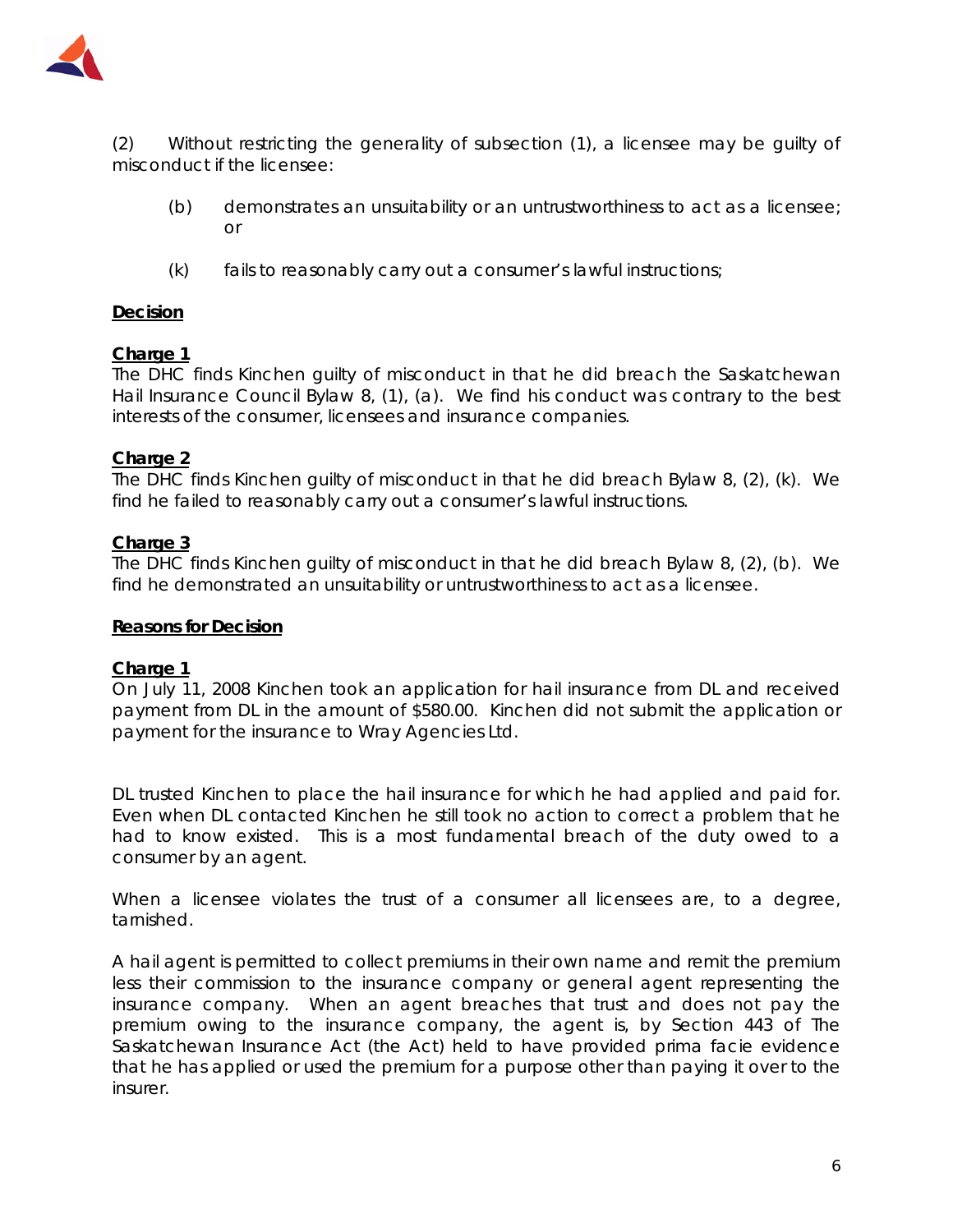(2) Without restricting the generality of subsection (1), a licensee may be guilty of misconduct if the licensee:

- (b) demonstrates an unsuitability or an untrustworthiness to act as a licensee; or
- (k) fails to reasonably carry out a consumer's lawful instructions;

## Decision

**Charge 1**

The DHC finds Kinchen guilty of misconduct in that he did breach the Saskatchewan Hail Insurance Council Bylaw 8, (1), (a). We find his conduct was contrary to the best interests of the consumer, licensees and insurance companies.

**Charge 2**

The DHC finds Kinchen guilty of misconduct in that he did breach Bylaw 8, (2), (k). We find he failed to reasonably carry out a consumer's lawful instructions.

**Charge 3**

The DHC finds Kinchen guilty of misconduct in that he did breach Bylaw 8, (2), (b). We find he demonstrated an unsuitability or untrustworthiness to act as a licensee.

## Reasons for Decision

**Charge 1**

On July 11, 2008 Kinchen took an application for hail insurance from DL and received payment from DL in the amount of $580.00. Kinchen did not submit the application or payment for the insurance to Wray Agencies Ltd.

DL trusted Kinchen to place the hail insurance for which he had applied and paid for. Even when DL contacted Kinchen he still took no action to correct a problem that he had to know existed. This is a most fundamental breach of the duty owed to a consumer by an agent.

When a licensee violates the trust of a consumer all licensees are, to a degree, tarnished.

A hail agent is permitted to collect premiums in their own name and remit the premium less their commission to the insurance company or general agent representing the insurance company. When an agent breaches that trust and does not pay the premium owing to the insurance company, the agent is, by Section 443 of *The Saskatchewan Insurance Act* (the Act) held to have provided prima facie evidence that he has applied or used the premium for a purpose other than paying it over to the insurer.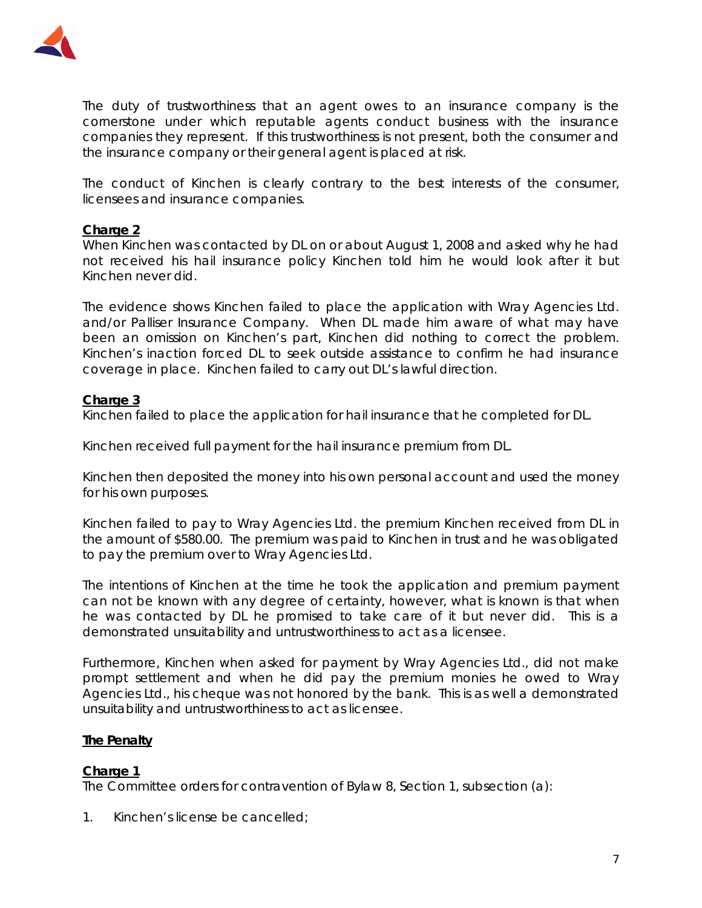The duty of trustworthiness that an agent owes to an insurance company is the cornerstone under which reputable agents conduct business with the insurance companies they represent. If this trustworthiness is not present, both the consumer and the insurance company or their general agent is placed at risk.

The conduct of Kinchen is clearly contrary to the best interests of the consumer, licensees and insurance companies.

**Charge 2**

When Kinchen was contacted by DL on or about August 1, 2008 and asked why he had not received his hail insurance policy Kinchen told him he would look after it but Kinchen never did.

The evidence shows Kinchen failed to place the application with Wray Agencies Ltd. and/or Palliser Insurance Company. When DL made him aware of what may have been an omission on Kinchen's part, Kinchen did nothing to correct the problem. Kinchen's inaction forced DL to seek outside assistance to confirm he had insurance coverage in place. Kinchen failed to carry out DL's lawful direction.

**Charge 3**

Kinchen failed to place the application for hail insurance that he completed for DL.

Kinchen received full payment for the hail insurance premium from DL.

Kinchen then deposited the money into his own personal account and used the money for his own purposes.

Kinchen failed to pay to Wray Agencies Ltd. the premium Kinchen received from DL in the amount of $580.00. The premium was paid to Kinchen in trust and he was obligated to pay the premium over to Wray Agencies Ltd.

The intentions of Kinchen at the time he took the application and premium payment can not be known with any degree of certainty, however, what is known is that when he was contacted by DL he promised to take care of it but never did. This is a demonstrated unsuitability and untrustworthiness to act as a licensee.

Furthermore, Kinchen when asked for payment by Wray Agencies Ltd., did not make prompt settlement and when he did pay the premium monies he owed to Wray Agencies Ltd., his cheque was not honored by the bank. This is as well a demonstrated unsuitability and untrustworthiness to act as licensee.

**The Penalty**

**Charge 1**

The Committee orders for contravention of Bylaw 8, Section 1, subsection (a):

1. Kinchen's license be cancelled;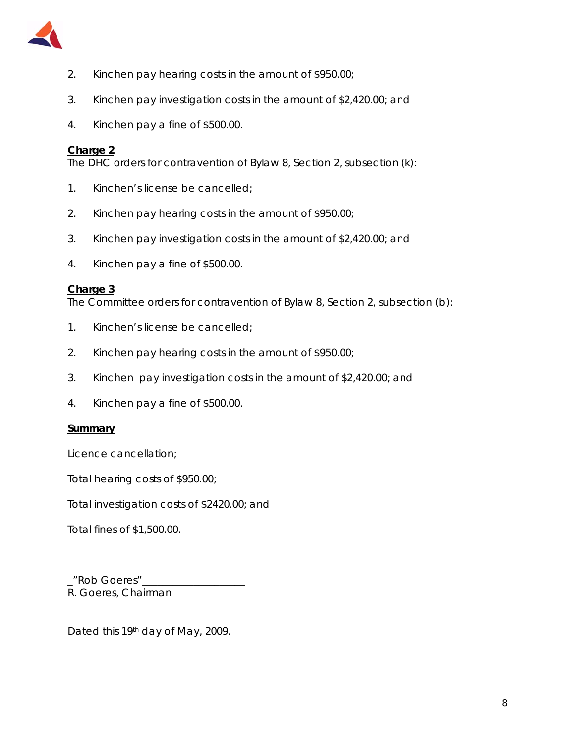2. Kinchen pay hearing costs in the amount of $950.00;

3. Kinchen pay investigation costs in the amount of $2,420.00; and

4. Kinchen pay a fine of $500.00.

**Charge 2**
The DHC orders for contravention of Bylaw 8, Section 2, subsection (k):

1. Kinchen's license be cancelled;

2. Kinchen pay hearing costs in the amount of $950.00;

3. Kinchen pay investigation costs in the amount of $2,420.00; and

4. Kinchen pay a fine of $500.00.

**Charge 3**
The Committee orders for contravention of Bylaw 8, Section 2, subsection (b):

1. Kinchen's license be cancelled;

2. Kinchen pay hearing costs in the amount of $950.00;

3. Kinchen pay investigation costs in the amount of $2,420.00; and

4. Kinchen pay a fine of $500.00.

**Summary**

Licence cancellation;

Total hearing costs of $950.00;

Total investigation costs of $2420.00; and

Total fines of $1,500.00.

"Rob Goeres"
R. Goeres, Chairman

Dated this 19th day of May, 2009.